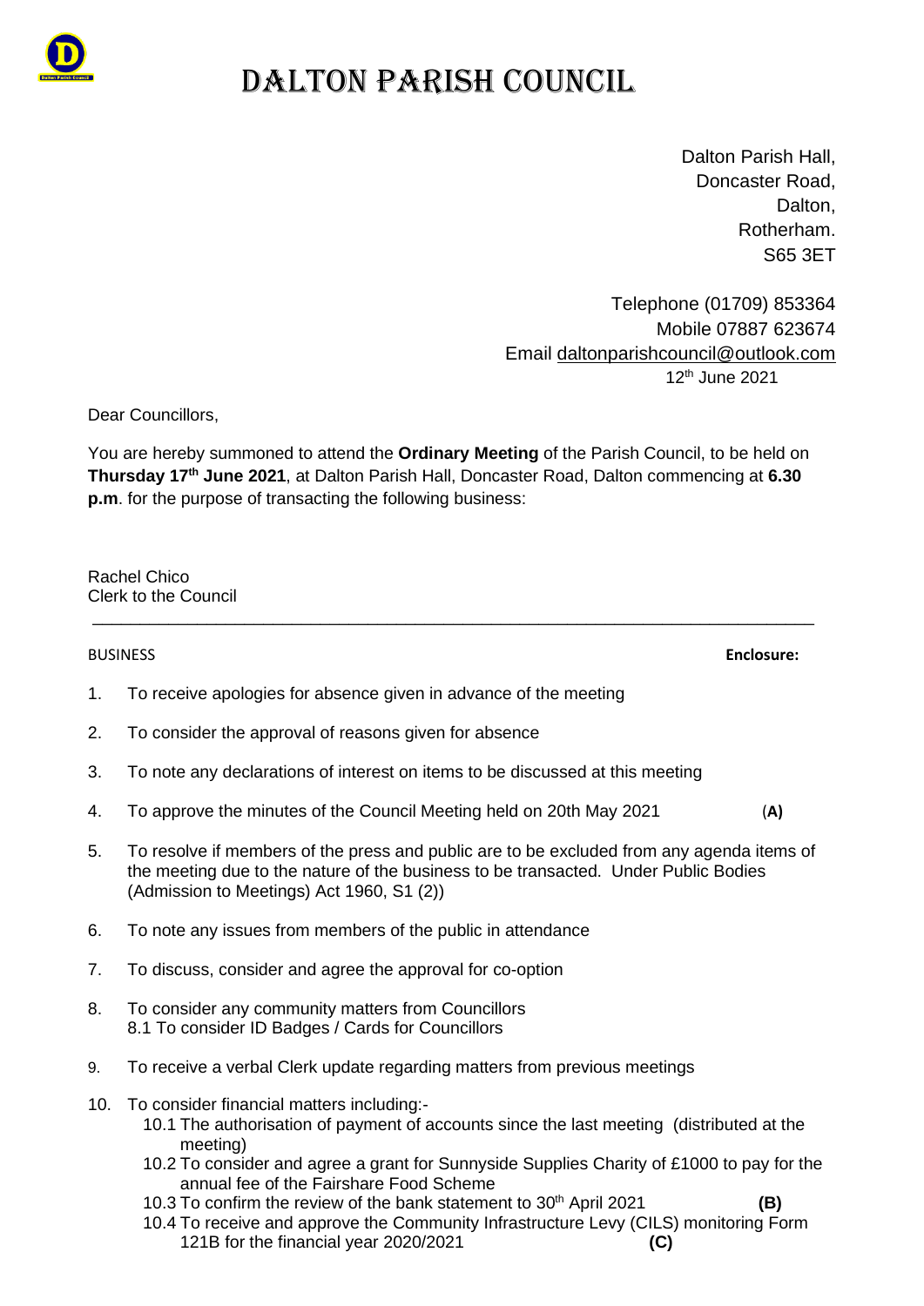# DALTON PARISH COUNCIL

Dalton Parish Hall,
Doncaster Road,
Dalton,
Rotherham.
S65 3ET

Telephone (01709) 853364
Mobile 07887 623674
Email daltonparishcouncil@outlook.com
12th June 2021

Dear Councillors,

You are hereby summoned to attend the **Ordinary Meeting** of the Parish Council, to be held on **Thursday 17th June 2021**, at Dalton Parish Hall, Doncaster Road, Dalton commencing at **6.30 p.m**. for the purpose of transacting the following business:

Rachel Chico
Clerk to the Council

---

BUSINESS **Enclosure:**

1. To receive apologies for absence given in advance of the meeting
2. To consider the approval of reasons given for absence
3. To note any declarations of interest on items to be discussed at this meeting
4. To approve the minutes of the Council Meeting held on 20th May 2021 (**A)**
5. To resolve if members of the press and public are to be excluded from any agenda items of the meeting due to the nature of the business to be transacted. Under Public Bodies (Admission to Meetings) Act 1960, S1 (2))
6. To note any issues from members of the public in attendance
7. To discuss, consider and agree the approval for co-option
8. To consider any community matters from Councillors
   8.1 To consider ID Badges / Cards for Councillors
9. To receive a verbal Clerk update regarding matters from previous meetings
10. To consider financial matters including:-
    10.1 The authorisation of payment of accounts since the last meeting (distributed at the meeting)
    10.2 To consider and agree a grant for Sunnyside Supplies Charity of £1000 to pay for the annual fee of the Fairshare Food Scheme
    10.3 To confirm the review of the bank statement to 30th April 2021 **(B)**
    10.4 To receive and approve the Community Infrastructure Levy (CILS) monitoring Form 121B for the financial year 2020/2021 **(C)**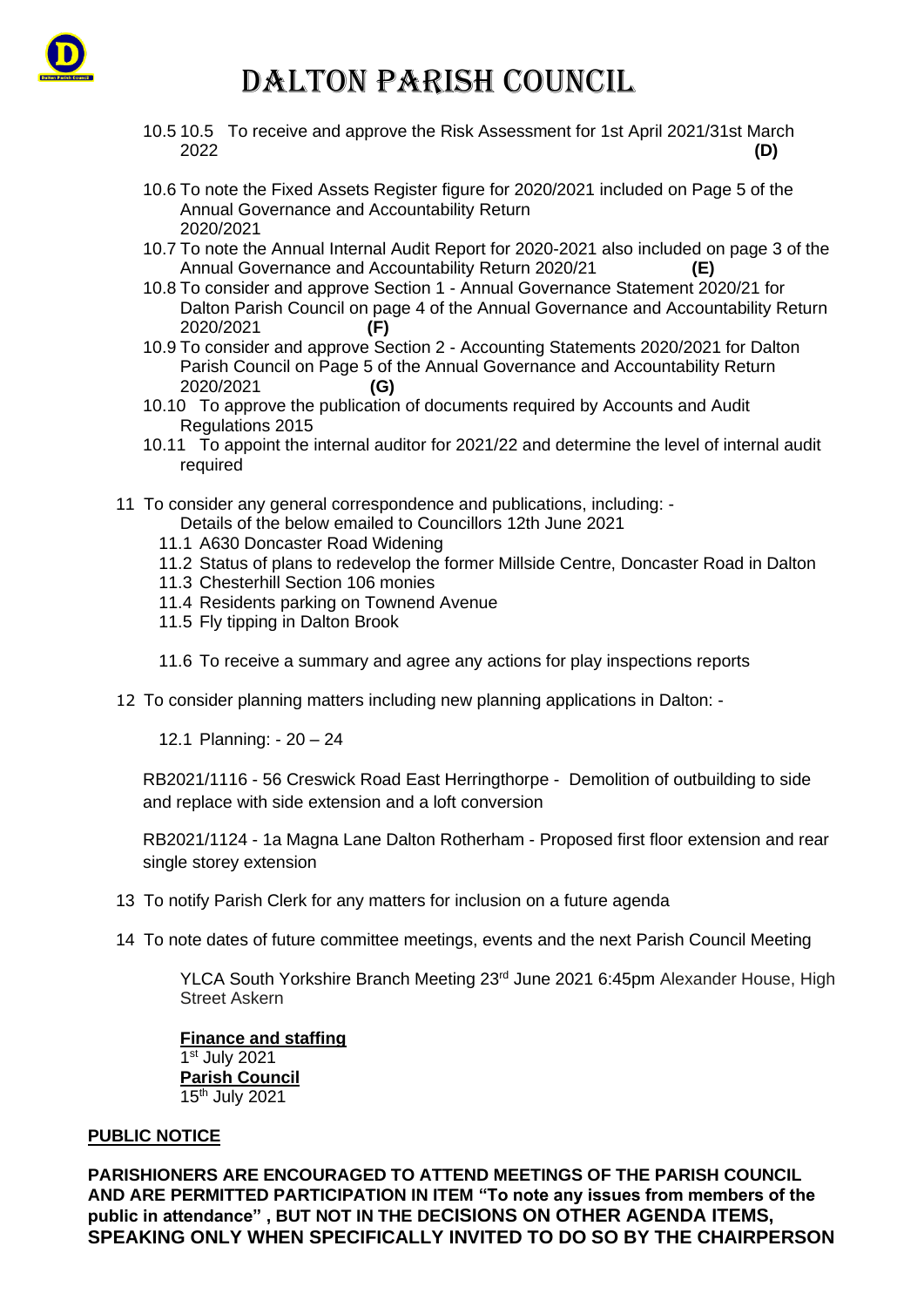- 10.5 10.5 To receive and approve the Risk Assessment for 1st April 2021/31st March 2022 **(D)**
- 10.6 To note the Fixed Assets Register figure for 2020/2021 included on Page 5 of the Annual Governance and Accountability Return 2020/2021
- 10.7 To note the Annual Internal Audit Report for 2020-2021 also included on page 3 of the Annual Governance and Accountability Return 2020/21 **(E)**
- 10.8 To consider and approve Section 1 - Annual Governance Statement 2020/21 for Dalton Parish Council on page 4 of the Annual Governance and Accountability Return 2020/2021 **(F)**
- 10.9 To consider and approve Section 2 - Accounting Statements 2020/2021 for Dalton Parish Council on Page 5 of the Annual Governance and Accountability Return 2020/2021 **(G)**
- 10.10 To approve the publication of documents required by Accounts and Audit Regulations 2015
- 10.11 To appoint the internal auditor for 2021/22 and determine the level of internal audit required

11 To consider any general correspondence and publications, including: -
Details of the below emailed to Councillors 12th June 2021

- 11.1 A630 Doncaster Road Widening
- 11.2 Status of plans to redevelop the former Millside Centre, Doncaster Road in Dalton
- 11.3 Chesterhill Section 106 monies
- 11.4 Residents parking on Townend Avenue
- 11.5 Fly tipping in Dalton Brook
- 11.6 To receive a summary and agree any actions for play inspections reports

12 To consider planning matters including new planning applications in Dalton: -

12.1 Planning: - 20 – 24

RB2021/1116 - 56 Creswick Road East Herringthorpe - Demolition of outbuilding to side and replace with side extension and a loft conversion

RB2021/1124 - 1a Magna Lane Dalton Rotherham - Proposed first floor extension and rear single storey extension

13 To notify Parish Clerk for any matters for inclusion on a future agenda

14 To note dates of future committee meetings, events and the next Parish Council Meeting

YLCA South Yorkshire Branch Meeting 23rd June 2021 6:45pm Alexander House, High Street Askern

**Finance and staffing**
1st July 2021
**Parish Council**
15th July 2021

**PUBLIC NOTICE**

**PARISHIONERS ARE ENCOURAGED TO ATTEND MEETINGS OF THE PARISH COUNCIL AND ARE PERMITTED PARTICIPATION IN ITEM "To note any issues from members of the public in attendance" , BUT NOT IN THE DECISIONS ON OTHER AGENDA ITEMS, SPEAKING ONLY WHEN SPECIFICALLY INVITED TO DO SO BY THE CHAIRPERSON**